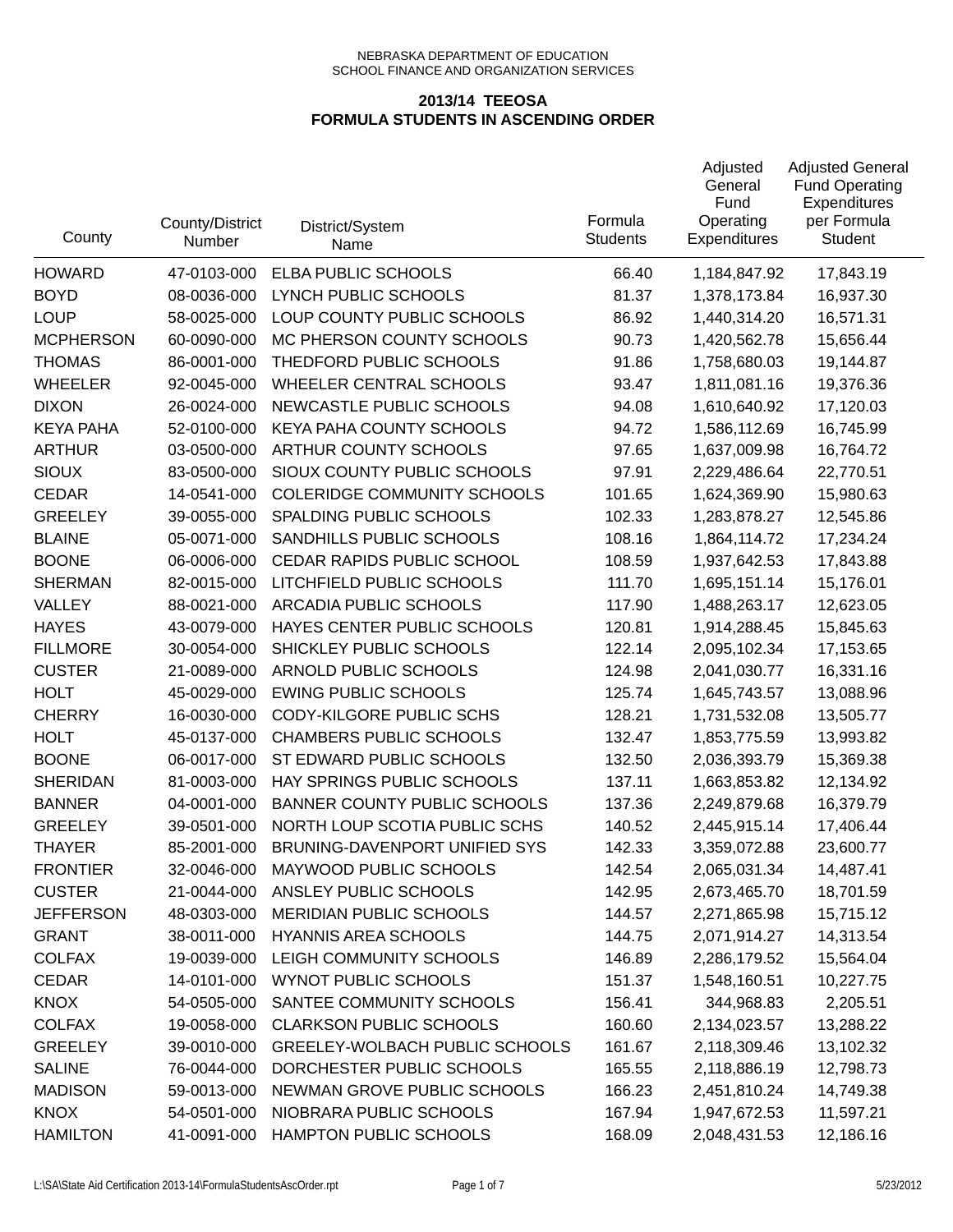NEBRASKA DEPARTMENT OF EDUCATION
SCHOOL FINANCE AND ORGANIZATION SERVICES

## 2013/14 TEEOSA
## FORMULA STUDENTS IN ASCENDING ORDER

| County | County/District Number | District/System Name | Formula Students | Adjusted General Fund Operating Expenditures | Adjusted General Fund Operating Expenditures per Formula Student |
|---|---|---|---|---|---|
| HOWARD | 47-0103-000 | ELBA PUBLIC SCHOOLS | 66.40 | 1,184,847.92 | 17,843.19 |
| BOYD | 08-0036-000 | LYNCH PUBLIC SCHOOLS | 81.37 | 1,378,173.84 | 16,937.30 |
| LOUP | 58-0025-000 | LOUP COUNTY PUBLIC SCHOOLS | 86.92 | 1,440,314.20 | 16,571.31 |
| MCPHERSON | 60-0090-000 | MC PHERSON COUNTY SCHOOLS | 90.73 | 1,420,562.78 | 15,656.44 |
| THOMAS | 86-0001-000 | THEDFORD PUBLIC SCHOOLS | 91.86 | 1,758,680.03 | 19,144.87 |
| WHEELER | 92-0045-000 | WHEELER CENTRAL SCHOOLS | 93.47 | 1,811,081.16 | 19,376.36 |
| DIXON | 26-0024-000 | NEWCASTLE PUBLIC SCHOOLS | 94.08 | 1,610,640.92 | 17,120.03 |
| KEYA PAHA | 52-0100-000 | KEYA PAHA COUNTY SCHOOLS | 94.72 | 1,586,112.69 | 16,745.99 |
| ARTHUR | 03-0500-000 | ARTHUR COUNTY SCHOOLS | 97.65 | 1,637,009.98 | 16,764.72 |
| SIOUX | 83-0500-000 | SIOUX COUNTY PUBLIC SCHOOLS | 97.91 | 2,229,486.64 | 22,770.51 |
| CEDAR | 14-0541-000 | COLERIDGE COMMUNITY SCHOOLS | 101.65 | 1,624,369.90 | 15,980.63 |
| GREELEY | 39-0055-000 | SPALDING PUBLIC SCHOOLS | 102.33 | 1,283,878.27 | 12,545.86 |
| BLAINE | 05-0071-000 | SANDHILLS PUBLIC SCHOOLS | 108.16 | 1,864,114.72 | 17,234.24 |
| BOONE | 06-0006-000 | CEDAR RAPIDS PUBLIC SCHOOL | 108.59 | 1,937,642.53 | 17,843.88 |
| SHERMAN | 82-0015-000 | LITCHFIELD PUBLIC SCHOOLS | 111.70 | 1,695,151.14 | 15,176.01 |
| VALLEY | 88-0021-000 | ARCADIA PUBLIC SCHOOLS | 117.90 | 1,488,263.17 | 12,623.05 |
| HAYES | 43-0079-000 | HAYES CENTER PUBLIC SCHOOLS | 120.81 | 1,914,288.45 | 15,845.63 |
| FILLMORE | 30-0054-000 | SHICKLEY PUBLIC SCHOOLS | 122.14 | 2,095,102.34 | 17,153.65 |
| CUSTER | 21-0089-000 | ARNOLD PUBLIC SCHOOLS | 124.98 | 2,041,030.77 | 16,331.16 |
| HOLT | 45-0029-000 | EWING PUBLIC SCHOOLS | 125.74 | 1,645,743.57 | 13,088.96 |
| CHERRY | 16-0030-000 | CODY-KILGORE PUBLIC SCHS | 128.21 | 1,731,532.08 | 13,505.77 |
| HOLT | 45-0137-000 | CHAMBERS PUBLIC SCHOOLS | 132.47 | 1,853,775.59 | 13,993.82 |
| BOONE | 06-0017-000 | ST EDWARD PUBLIC SCHOOLS | 132.50 | 2,036,393.79 | 15,369.38 |
| SHERIDAN | 81-0003-000 | HAY SPRINGS PUBLIC SCHOOLS | 137.11 | 1,663,853.82 | 12,134.92 |
| BANNER | 04-0001-000 | BANNER COUNTY PUBLIC SCHOOLS | 137.36 | 2,249,879.68 | 16,379.79 |
| GREELEY | 39-0501-000 | NORTH LOUP SCOTIA PUBLIC SCHS | 140.52 | 2,445,915.14 | 17,406.44 |
| THAYER | 85-2001-000 | BRUNING-DAVENPORT UNIFIED SYS | 142.33 | 3,359,072.88 | 23,600.77 |
| FRONTIER | 32-0046-000 | MAYWOOD PUBLIC SCHOOLS | 142.54 | 2,065,031.34 | 14,487.41 |
| CUSTER | 21-0044-000 | ANSLEY PUBLIC SCHOOLS | 142.95 | 2,673,465.70 | 18,701.59 |
| JEFFERSON | 48-0303-000 | MERIDIAN PUBLIC SCHOOLS | 144.57 | 2,271,865.98 | 15,715.12 |
| GRANT | 38-0011-000 | HYANNIS AREA SCHOOLS | 144.75 | 2,071,914.27 | 14,313.54 |
| COLFAX | 19-0039-000 | LEIGH COMMUNITY SCHOOLS | 146.89 | 2,286,179.52 | 15,564.04 |
| CEDAR | 14-0101-000 | WYNOT PUBLIC SCHOOLS | 151.37 | 1,548,160.51 | 10,227.75 |
| KNOX | 54-0505-000 | SANTEE COMMUNITY SCHOOLS | 156.41 | 344,968.83 | 2,205.51 |
| COLFAX | 19-0058-000 | CLARKSON PUBLIC SCHOOLS | 160.60 | 2,134,023.57 | 13,288.22 |
| GREELEY | 39-0010-000 | GREELEY-WOLBACH PUBLIC SCHOOLS | 161.67 | 2,118,309.46 | 13,102.32 |
| SALINE | 76-0044-000 | DORCHESTER PUBLIC SCHOOLS | 165.55 | 2,118,886.19 | 12,798.73 |
| MADISON | 59-0013-000 | NEWMAN GROVE PUBLIC SCHOOLS | 166.23 | 2,451,810.24 | 14,749.38 |
| KNOX | 54-0501-000 | NIOBRARA PUBLIC SCHOOLS | 167.94 | 1,947,672.53 | 11,597.21 |
| HAMILTON | 41-0091-000 | HAMPTON PUBLIC SCHOOLS | 168.09 | 2,048,431.53 | 12,186.16 |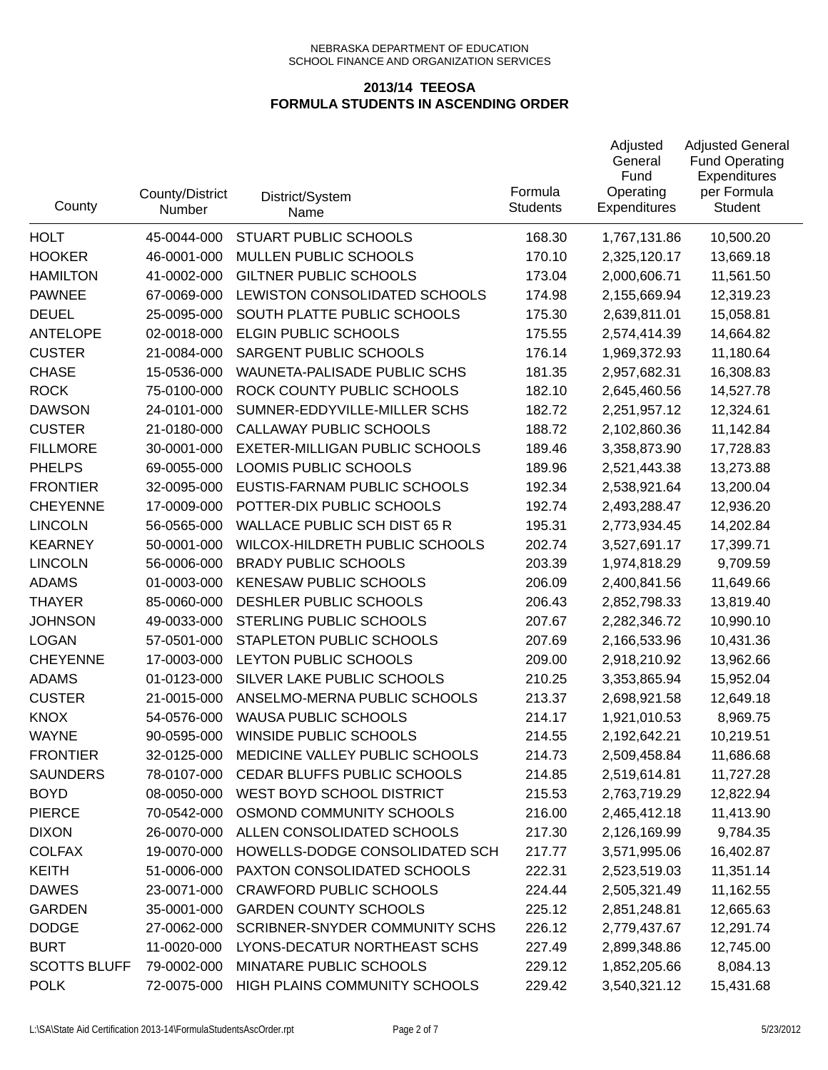NEBRASKA DEPARTMENT OF EDUCATION
SCHOOL FINANCE AND ORGANIZATION SERVICES

**2013/14 TEEOSA**
**FORMULA STUDENTS IN ASCENDING ORDER**

| County | County/District Number | District/System Name | Formula Students | Adjusted General Fund Operating Expenditures | Adjusted General Fund Operating Expenditures per Formula Student |
|---|---|---|---|---|---|
| HOLT | 45-0044-000 | STUART PUBLIC SCHOOLS | 168.30 | 1,767,131.86 | 10,500.20 |
| HOOKER | 46-0001-000 | MULLEN PUBLIC SCHOOLS | 170.10 | 2,325,120.17 | 13,669.18 |
| HAMILTON | 41-0002-000 | GILTNER PUBLIC SCHOOLS | 173.04 | 2,000,606.71 | 11,561.50 |
| PAWNEE | 67-0069-000 | LEWISTON CONSOLIDATED SCHOOLS | 174.98 | 2,155,669.94 | 12,319.23 |
| DEUEL | 25-0095-000 | SOUTH PLATTE PUBLIC SCHOOLS | 175.30 | 2,639,811.01 | 15,058.81 |
| ANTELOPE | 02-0018-000 | ELGIN PUBLIC SCHOOLS | 175.55 | 2,574,414.39 | 14,664.82 |
| CUSTER | 21-0084-000 | SARGENT PUBLIC SCHOOLS | 176.14 | 1,969,372.93 | 11,180.64 |
| CHASE | 15-0536-000 | WAUNETA-PALISADE PUBLIC SCHS | 181.35 | 2,957,682.31 | 16,308.83 |
| ROCK | 75-0100-000 | ROCK COUNTY PUBLIC SCHOOLS | 182.10 | 2,645,460.56 | 14,527.78 |
| DAWSON | 24-0101-000 | SUMNER-EDDYVILLE-MILLER SCHS | 182.72 | 2,251,957.12 | 12,324.61 |
| CUSTER | 21-0180-000 | CALLAWAY PUBLIC SCHOOLS | 188.72 | 2,102,860.36 | 11,142.84 |
| FILLMORE | 30-0001-000 | EXETER-MILLIGAN PUBLIC SCHOOLS | 189.46 | 3,358,873.90 | 17,728.83 |
| PHELPS | 69-0055-000 | LOOMIS PUBLIC SCHOOLS | 189.96 | 2,521,443.38 | 13,273.88 |
| FRONTIER | 32-0095-000 | EUSTIS-FARNAM PUBLIC SCHOOLS | 192.34 | 2,538,921.64 | 13,200.04 |
| CHEYENNE | 17-0009-000 | POTTER-DIX PUBLIC SCHOOLS | 192.74 | 2,493,288.47 | 12,936.20 |
| LINCOLN | 56-0565-000 | WALLACE PUBLIC SCH DIST 65 R | 195.31 | 2,773,934.45 | 14,202.84 |
| KEARNEY | 50-0001-000 | WILCOX-HILDRETH PUBLIC SCHOOLS | 202.74 | 3,527,691.17 | 17,399.71 |
| LINCOLN | 56-0006-000 | BRADY PUBLIC SCHOOLS | 203.39 | 1,974,818.29 | 9,709.59 |
| ADAMS | 01-0003-000 | KENESAW PUBLIC SCHOOLS | 206.09 | 2,400,841.56 | 11,649.66 |
| THAYER | 85-0060-000 | DESHLER PUBLIC SCHOOLS | 206.43 | 2,852,798.33 | 13,819.40 |
| JOHNSON | 49-0033-000 | STERLING PUBLIC SCHOOLS | 207.67 | 2,282,346.72 | 10,990.10 |
| LOGAN | 57-0501-000 | STAPLETON PUBLIC SCHOOLS | 207.69 | 2,166,533.96 | 10,431.36 |
| CHEYENNE | 17-0003-000 | LEYTON PUBLIC SCHOOLS | 209.00 | 2,918,210.92 | 13,962.66 |
| ADAMS | 01-0123-000 | SILVER LAKE PUBLIC SCHOOLS | 210.25 | 3,353,865.94 | 15,952.04 |
| CUSTER | 21-0015-000 | ANSELMO-MERNA PUBLIC SCHOOLS | 213.37 | 2,698,921.58 | 12,649.18 |
| KNOX | 54-0576-000 | WAUSA PUBLIC SCHOOLS | 214.17 | 1,921,010.53 | 8,969.75 |
| WAYNE | 90-0595-000 | WINSIDE PUBLIC SCHOOLS | 214.55 | 2,192,642.21 | 10,219.51 |
| FRONTIER | 32-0125-000 | MEDICINE VALLEY PUBLIC SCHOOLS | 214.73 | 2,509,458.84 | 11,686.68 |
| SAUNDERS | 78-0107-000 | CEDAR BLUFFS PUBLIC SCHOOLS | 214.85 | 2,519,614.81 | 11,727.28 |
| BOYD | 08-0050-000 | WEST BOYD SCHOOL DISTRICT | 215.53 | 2,763,719.29 | 12,822.94 |
| PIERCE | 70-0542-000 | OSMOND COMMUNITY SCHOOLS | 216.00 | 2,465,412.18 | 11,413.90 |
| DIXON | 26-0070-000 | ALLEN CONSOLIDATED SCHOOLS | 217.30 | 2,126,169.99 | 9,784.35 |
| COLFAX | 19-0070-000 | HOWELLS-DODGE CONSOLIDATED SCH | 217.77 | 3,571,995.06 | 16,402.87 |
| KEITH | 51-0006-000 | PAXTON CONSOLIDATED SCHOOLS | 222.31 | 2,523,519.03 | 11,351.14 |
| DAWES | 23-0071-000 | CRAWFORD PUBLIC SCHOOLS | 224.44 | 2,505,321.49 | 11,162.55 |
| GARDEN | 35-0001-000 | GARDEN COUNTY SCHOOLS | 225.12 | 2,851,248.81 | 12,665.63 |
| DODGE | 27-0062-000 | SCRIBNER-SNYDER COMMUNITY SCHS | 226.12 | 2,779,437.67 | 12,291.74 |
| BURT | 11-0020-000 | LYONS-DECATUR NORTHEAST SCHS | 227.49 | 2,899,348.86 | 12,745.00 |
| SCOTTS BLUFF | 79-0002-000 | MINATARE PUBLIC SCHOOLS | 229.12 | 1,852,205.66 | 8,084.13 |
| POLK | 72-0075-000 | HIGH PLAINS COMMUNITY SCHOOLS | 229.42 | 3,540,321.12 | 15,431.68 |

L:\SA\State Aid Certification 2013-14\FormulaStudentsAscOrder.rpt 5/23/2012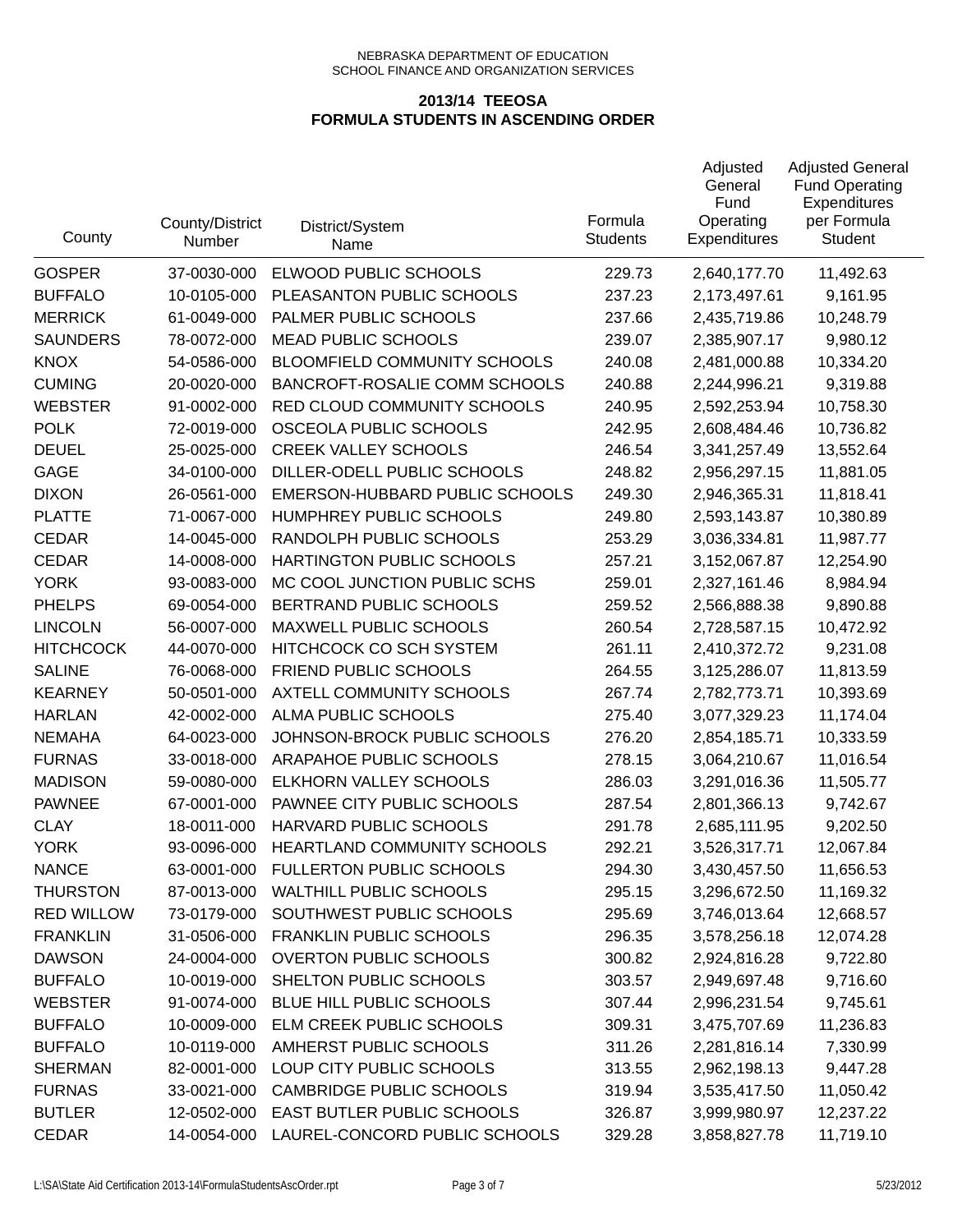NEBRASKA DEPARTMENT OF EDUCATION
SCHOOL FINANCE AND ORGANIZATION SERVICES

**2013/14 TEEOSA**
**FORMULA STUDENTS IN ASCENDING ORDER**

| County | County/District Number | District/System Name | Formula Students | Adjusted General Fund Operating Expenditures | Adjusted General Fund Operating Expenditures per Formula Student |
|---|---|---|---|---|---|
| GOSPER | 37-0030-000 | ELWOOD PUBLIC SCHOOLS | 229.73 | 2,640,177.70 | 11,492.63 |
| BUFFALO | 10-0105-000 | PLEASANTON PUBLIC SCHOOLS | 237.23 | 2,173,497.61 | 9,161.95 |
| MERRICK | 61-0049-000 | PALMER PUBLIC SCHOOLS | 237.66 | 2,435,719.86 | 10,248.79 |
| SAUNDERS | 78-0072-000 | MEAD PUBLIC SCHOOLS | 239.07 | 2,385,907.17 | 9,980.12 |
| KNOX | 54-0586-000 | BLOOMFIELD COMMUNITY SCHOOLS | 240.08 | 2,481,000.88 | 10,334.20 |
| CUMING | 20-0020-000 | BANCROFT-ROSALIE COMM SCHOOLS | 240.88 | 2,244,996.21 | 9,319.88 |
| WEBSTER | 91-0002-000 | RED CLOUD COMMUNITY SCHOOLS | 240.95 | 2,592,253.94 | 10,758.30 |
| POLK | 72-0019-000 | OSCEOLA PUBLIC SCHOOLS | 242.95 | 2,608,484.46 | 10,736.82 |
| DEUEL | 25-0025-000 | CREEK VALLEY SCHOOLS | 246.54 | 3,341,257.49 | 13,552.64 |
| GAGE | 34-0100-000 | DILLER-ODELL PUBLIC SCHOOLS | 248.82 | 2,956,297.15 | 11,881.05 |
| DIXON | 26-0561-000 | EMERSON-HUBBARD PUBLIC SCHOOLS | 249.30 | 2,946,365.31 | 11,818.41 |
| PLATTE | 71-0067-000 | HUMPHREY PUBLIC SCHOOLS | 249.80 | 2,593,143.87 | 10,380.89 |
| CEDAR | 14-0045-000 | RANDOLPH PUBLIC SCHOOLS | 253.29 | 3,036,334.81 | 11,987.77 |
| CEDAR | 14-0008-000 | HARTINGTON PUBLIC SCHOOLS | 257.21 | 3,152,067.87 | 12,254.90 |
| YORK | 93-0083-000 | MC COOL JUNCTION PUBLIC SCHS | 259.01 | 2,327,161.46 | 8,984.94 |
| PHELPS | 69-0054-000 | BERTRAND PUBLIC SCHOOLS | 259.52 | 2,566,888.38 | 9,890.88 |
| LINCOLN | 56-0007-000 | MAXWELL PUBLIC SCHOOLS | 260.54 | 2,728,587.15 | 10,472.92 |
| HITCHCOCK | 44-0070-000 | HITCHCOCK CO SCH SYSTEM | 261.11 | 2,410,372.72 | 9,231.08 |
| SALINE | 76-0068-000 | FRIEND PUBLIC SCHOOLS | 264.55 | 3,125,286.07 | 11,813.59 |
| KEARNEY | 50-0501-000 | AXTELL COMMUNITY SCHOOLS | 267.74 | 2,782,773.71 | 10,393.69 |
| HARLAN | 42-0002-000 | ALMA PUBLIC SCHOOLS | 275.40 | 3,077,329.23 | 11,174.04 |
| NEMAHA | 64-0023-000 | JOHNSON-BROCK PUBLIC SCHOOLS | 276.20 | 2,854,185.71 | 10,333.59 |
| FURNAS | 33-0018-000 | ARAPAHOE PUBLIC SCHOOLS | 278.15 | 3,064,210.67 | 11,016.54 |
| MADISON | 59-0080-000 | ELKHORN VALLEY SCHOOLS | 286.03 | 3,291,016.36 | 11,505.77 |
| PAWNEE | 67-0001-000 | PAWNEE CITY PUBLIC SCHOOLS | 287.54 | 2,801,366.13 | 9,742.67 |
| CLAY | 18-0011-000 | HARVARD PUBLIC SCHOOLS | 291.78 | 2,685,111.95 | 9,202.50 |
| YORK | 93-0096-000 | HEARTLAND COMMUNITY SCHOOLS | 292.21 | 3,526,317.71 | 12,067.84 |
| NANCE | 63-0001-000 | FULLERTON PUBLIC SCHOOLS | 294.30 | 3,430,457.50 | 11,656.53 |
| THURSTON | 87-0013-000 | WALTHILL PUBLIC SCHOOLS | 295.15 | 3,296,672.50 | 11,169.32 |
| RED WILLOW | 73-0179-000 | SOUTHWEST PUBLIC SCHOOLS | 295.69 | 3,746,013.64 | 12,668.57 |
| FRANKLIN | 31-0506-000 | FRANKLIN PUBLIC SCHOOLS | 296.35 | 3,578,256.18 | 12,074.28 |
| DAWSON | 24-0004-000 | OVERTON PUBLIC SCHOOLS | 300.82 | 2,924,816.28 | 9,722.80 |
| BUFFALO | 10-0019-000 | SHELTON PUBLIC SCHOOLS | 303.57 | 2,949,697.48 | 9,716.60 |
| WEBSTER | 91-0074-000 | BLUE HILL PUBLIC SCHOOLS | 307.44 | 2,996,231.54 | 9,745.61 |
| BUFFALO | 10-0009-000 | ELM CREEK PUBLIC SCHOOLS | 309.31 | 3,475,707.69 | 11,236.83 |
| BUFFALO | 10-0119-000 | AMHERST PUBLIC SCHOOLS | 311.26 | 2,281,816.14 | 7,330.99 |
| SHERMAN | 82-0001-000 | LOUP CITY PUBLIC SCHOOLS | 313.55 | 2,962,198.13 | 9,447.28 |
| FURNAS | 33-0021-000 | CAMBRIDGE PUBLIC SCHOOLS | 319.94 | 3,535,417.50 | 11,050.42 |
| BUTLER | 12-0502-000 | EAST BUTLER PUBLIC SCHOOLS | 326.87 | 3,999,980.97 | 12,237.22 |
| CEDAR | 14-0054-000 | LAUREL-CONCORD PUBLIC SCHOOLS | 329.28 | 3,858,827.78 | 11,719.10 |

L:\SA\State Aid Certification 2013-14\FormulaStudentsAscOrder.rpt 5/23/2012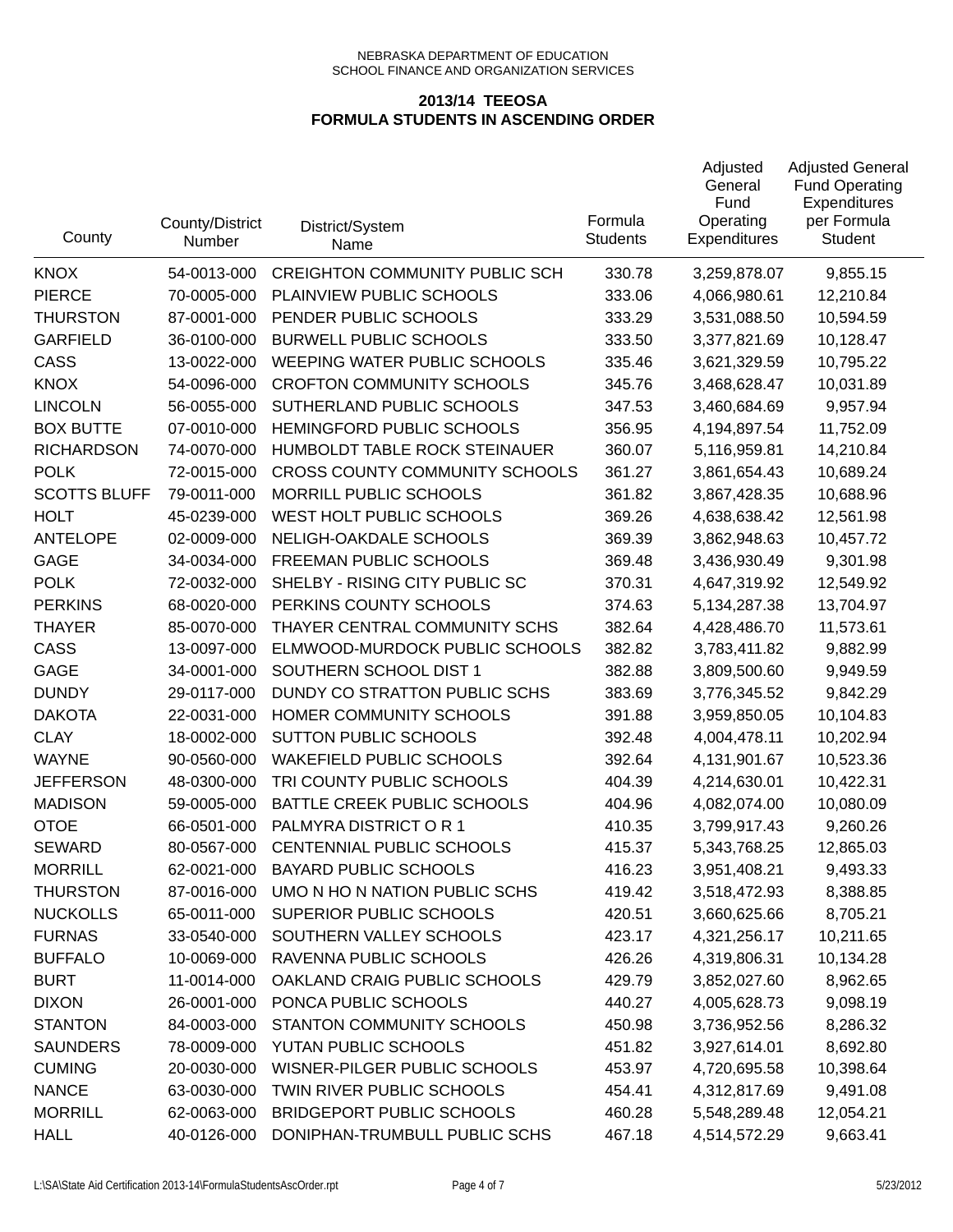NEBRASKA DEPARTMENT OF EDUCATION
SCHOOL FINANCE AND ORGANIZATION SERVICES

**2013/14 TEEOSA**
**FORMULA STUDENTS IN ASCENDING ORDER**

| County | County/District Number | District/System Name | Formula Students | Adjusted General Fund Operating Expenditures | Adjusted General Fund Operating Expenditures per Formula Student |
|---|---|---|---|---|---|
| KNOX | 54-0013-000 | CREIGHTON COMMUNITY PUBLIC SCH | 330.78 | 3,259,878.07 | 9,855.15 |
| PIERCE | 70-0005-000 | PLAINVIEW PUBLIC SCHOOLS | 333.06 | 4,066,980.61 | 12,210.84 |
| THURSTON | 87-0001-000 | PENDER PUBLIC SCHOOLS | 333.29 | 3,531,088.50 | 10,594.59 |
| GARFIELD | 36-0100-000 | BURWELL PUBLIC SCHOOLS | 333.50 | 3,377,821.69 | 10,128.47 |
| CASS | 13-0022-000 | WEEPING WATER PUBLIC SCHOOLS | 335.46 | 3,621,329.59 | 10,795.22 |
| KNOX | 54-0096-000 | CROFTON COMMUNITY SCHOOLS | 345.76 | 3,468,628.47 | 10,031.89 |
| LINCOLN | 56-0055-000 | SUTHERLAND PUBLIC SCHOOLS | 347.53 | 3,460,684.69 | 9,957.94 |
| BOX BUTTE | 07-0010-000 | HEMINGFORD PUBLIC SCHOOLS | 356.95 | 4,194,897.54 | 11,752.09 |
| RICHARDSON | 74-0070-000 | HUMBOLDT TABLE ROCK STEINAUER | 360.07 | 5,116,959.81 | 14,210.84 |
| POLK | 72-0015-000 | CROSS COUNTY COMMUNITY SCHOOLS | 361.27 | 3,861,654.43 | 10,689.24 |
| SCOTTS BLUFF | 79-0011-000 | MORRILL PUBLIC SCHOOLS | 361.82 | 3,867,428.35 | 10,688.96 |
| HOLT | 45-0239-000 | WEST HOLT PUBLIC SCHOOLS | 369.26 | 4,638,638.42 | 12,561.98 |
| ANTELOPE | 02-0009-000 | NELIGH-OAKDALE SCHOOLS | 369.39 | 3,862,948.63 | 10,457.72 |
| GAGE | 34-0034-000 | FREEMAN PUBLIC SCHOOLS | 369.48 | 3,436,930.49 | 9,301.98 |
| POLK | 72-0032-000 | SHELBY - RISING CITY PUBLIC SC | 370.31 | 4,647,319.92 | 12,549.92 |
| PERKINS | 68-0020-000 | PERKINS COUNTY SCHOOLS | 374.63 | 5,134,287.38 | 13,704.97 |
| THAYER | 85-0070-000 | THAYER CENTRAL COMMUNITY SCHS | 382.64 | 4,428,486.70 | 11,573.61 |
| CASS | 13-0097-000 | ELMWOOD-MURDOCK PUBLIC SCHOOLS | 382.82 | 3,783,411.82 | 9,882.99 |
| GAGE | 34-0001-000 | SOUTHERN SCHOOL DIST 1 | 382.88 | 3,809,500.60 | 9,949.59 |
| DUNDY | 29-0117-000 | DUNDY CO STRATTON PUBLIC SCHS | 383.69 | 3,776,345.52 | 9,842.29 |
| DAKOTA | 22-0031-000 | HOMER COMMUNITY SCHOOLS | 391.88 | 3,959,850.05 | 10,104.83 |
| CLAY | 18-0002-000 | SUTTON PUBLIC SCHOOLS | 392.48 | 4,004,478.11 | 10,202.94 |
| WAYNE | 90-0560-000 | WAKEFIELD PUBLIC SCHOOLS | 392.64 | 4,131,901.67 | 10,523.36 |
| JEFFERSON | 48-0300-000 | TRI COUNTY PUBLIC SCHOOLS | 404.39 | 4,214,630.01 | 10,422.31 |
| MADISON | 59-0005-000 | BATTLE CREEK PUBLIC SCHOOLS | 404.96 | 4,082,074.00 | 10,080.09 |
| OTOE | 66-0501-000 | PALMYRA DISTRICT O R 1 | 410.35 | 3,799,917.43 | 9,260.26 |
| SEWARD | 80-0567-000 | CENTENNIAL PUBLIC SCHOOLS | 415.37 | 5,343,768.25 | 12,865.03 |
| MORRILL | 62-0021-000 | BAYARD PUBLIC SCHOOLS | 416.23 | 3,951,408.21 | 9,493.33 |
| THURSTON | 87-0016-000 | UMO N HO N NATION PUBLIC SCHS | 419.42 | 3,518,472.93 | 8,388.85 |
| NUCKOLLS | 65-0011-000 | SUPERIOR PUBLIC SCHOOLS | 420.51 | 3,660,625.66 | 8,705.21 |
| FURNAS | 33-0540-000 | SOUTHERN VALLEY SCHOOLS | 423.17 | 4,321,256.17 | 10,211.65 |
| BUFFALO | 10-0069-000 | RAVENNA PUBLIC SCHOOLS | 426.26 | 4,319,806.31 | 10,134.28 |
| BURT | 11-0014-000 | OAKLAND CRAIG PUBLIC SCHOOLS | 429.79 | 3,852,027.60 | 8,962.65 |
| DIXON | 26-0001-000 | PONCA PUBLIC SCHOOLS | 440.27 | 4,005,628.73 | 9,098.19 |
| STANTON | 84-0003-000 | STANTON COMMUNITY SCHOOLS | 450.98 | 3,736,952.56 | 8,286.32 |
| SAUNDERS | 78-0009-000 | YUTAN PUBLIC SCHOOLS | 451.82 | 3,927,614.01 | 8,692.80 |
| CUMING | 20-0030-000 | WISNER-PILGER PUBLIC SCHOOLS | 453.97 | 4,720,695.58 | 10,398.64 |
| NANCE | 63-0030-000 | TWIN RIVER PUBLIC SCHOOLS | 454.41 | 4,312,817.69 | 9,491.08 |
| MORRILL | 62-0063-000 | BRIDGEPORT PUBLIC SCHOOLS | 460.28 | 5,548,289.48 | 12,054.21 |
| HALL | 40-0126-000 | DONIPHAN-TRUMBULL PUBLIC SCHS | 467.18 | 4,514,572.29 | 9,663.41 |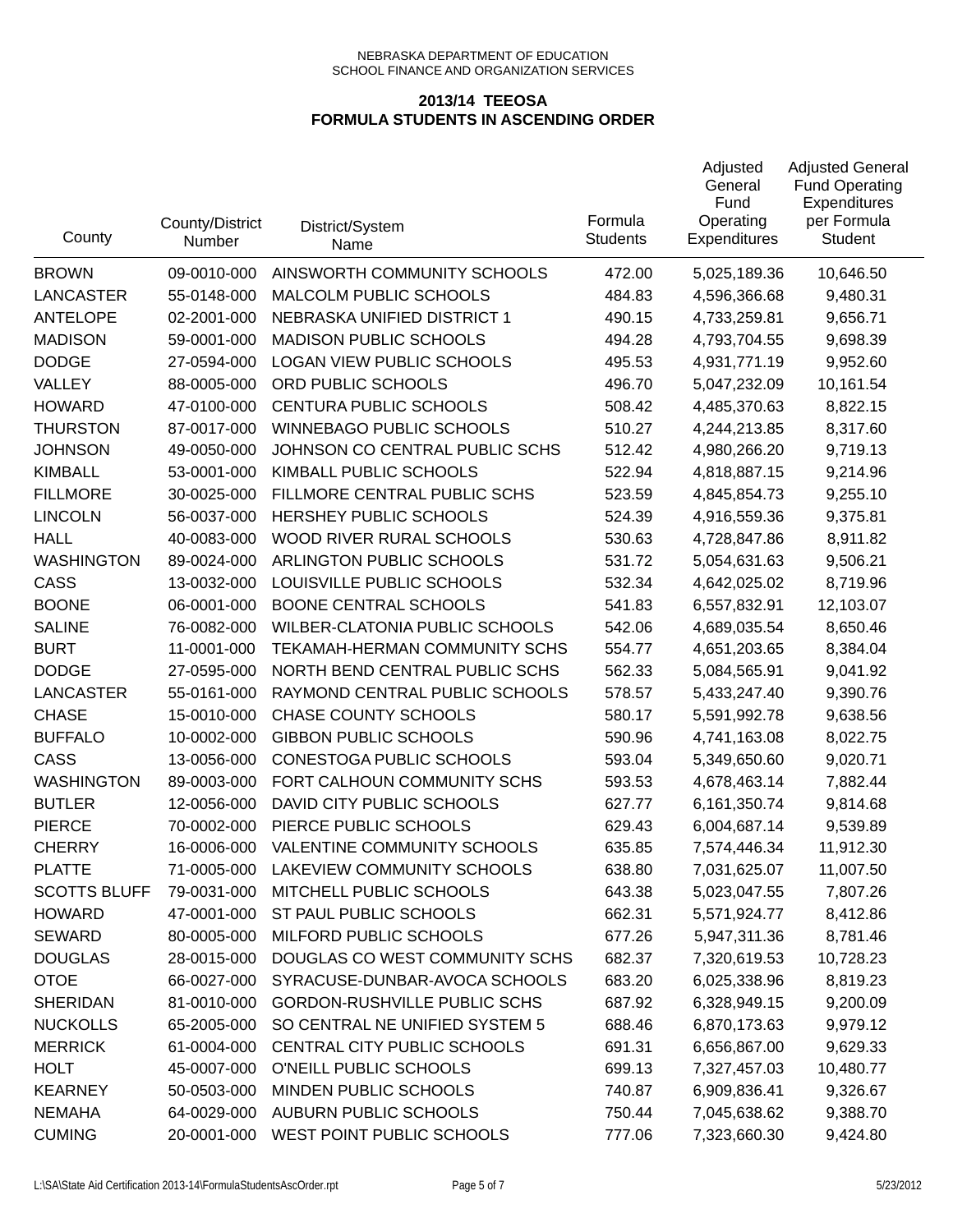NEBRASKA DEPARTMENT OF EDUCATION
SCHOOL FINANCE AND ORGANIZATION SERVICES

## 2013/14 TEEOSA
## FORMULA STUDENTS IN ASCENDING ORDER

| County | County/District Number | District/System Name | Formula Students | Adjusted General Fund Operating Expenditures | Adjusted General Fund Operating Expenditures per Formula Student |
|---|---|---|---|---|---|
| BROWN | 09-0010-000 | AINSWORTH COMMUNITY SCHOOLS | 472.00 | 5,025,189.36 | 10,646.50 |
| LANCASTER | 55-0148-000 | MALCOLM PUBLIC SCHOOLS | 484.83 | 4,596,366.68 | 9,480.31 |
| ANTELOPE | 02-2001-000 | NEBRASKA UNIFIED DISTRICT 1 | 490.15 | 4,733,259.81 | 9,656.71 |
| MADISON | 59-0001-000 | MADISON PUBLIC SCHOOLS | 494.28 | 4,793,704.55 | 9,698.39 |
| DODGE | 27-0594-000 | LOGAN VIEW PUBLIC SCHOOLS | 495.53 | 4,931,771.19 | 9,952.60 |
| VALLEY | 88-0005-000 | ORD PUBLIC SCHOOLS | 496.70 | 5,047,232.09 | 10,161.54 |
| HOWARD | 47-0100-000 | CENTURA PUBLIC SCHOOLS | 508.42 | 4,485,370.63 | 8,822.15 |
| THURSTON | 87-0017-000 | WINNEBAGO PUBLIC SCHOOLS | 510.27 | 4,244,213.85 | 8,317.60 |
| JOHNSON | 49-0050-000 | JOHNSON CO CENTRAL PUBLIC SCHS | 512.42 | 4,980,266.20 | 9,719.13 |
| KIMBALL | 53-0001-000 | KIMBALL PUBLIC SCHOOLS | 522.94 | 4,818,887.15 | 9,214.96 |
| FILLMORE | 30-0025-000 | FILLMORE CENTRAL PUBLIC SCHS | 523.59 | 4,845,854.73 | 9,255.10 |
| LINCOLN | 56-0037-000 | HERSHEY PUBLIC SCHOOLS | 524.39 | 4,916,559.36 | 9,375.81 |
| HALL | 40-0083-000 | WOOD RIVER RURAL SCHOOLS | 530.63 | 4,728,847.86 | 8,911.82 |
| WASHINGTON | 89-0024-000 | ARLINGTON PUBLIC SCHOOLS | 531.72 | 5,054,631.63 | 9,506.21 |
| CASS | 13-0032-000 | LOUISVILLE PUBLIC SCHOOLS | 532.34 | 4,642,025.02 | 8,719.96 |
| BOONE | 06-0001-000 | BOONE CENTRAL SCHOOLS | 541.83 | 6,557,832.91 | 12,103.07 |
| SALINE | 76-0082-000 | WILBER-CLATONIA PUBLIC SCHOOLS | 542.06 | 4,689,035.54 | 8,650.46 |
| BURT | 11-0001-000 | TEKAMAH-HERMAN COMMUNITY SCHS | 554.77 | 4,651,203.65 | 8,384.04 |
| DODGE | 27-0595-000 | NORTH BEND CENTRAL PUBLIC SCHS | 562.33 | 5,084,565.91 | 9,041.92 |
| LANCASTER | 55-0161-000 | RAYMOND CENTRAL PUBLIC SCHOOLS | 578.57 | 5,433,247.40 | 9,390.76 |
| CHASE | 15-0010-000 | CHASE COUNTY SCHOOLS | 580.17 | 5,591,992.78 | 9,638.56 |
| BUFFALO | 10-0002-000 | GIBBON PUBLIC SCHOOLS | 590.96 | 4,741,163.08 | 8,022.75 |
| CASS | 13-0056-000 | CONESTOGA PUBLIC SCHOOLS | 593.04 | 5,349,650.60 | 9,020.71 |
| WASHINGTON | 89-0003-000 | FORT CALHOUN COMMUNITY SCHS | 593.53 | 4,678,463.14 | 7,882.44 |
| BUTLER | 12-0056-000 | DAVID CITY PUBLIC SCHOOLS | 627.77 | 6,161,350.74 | 9,814.68 |
| PIERCE | 70-0002-000 | PIERCE PUBLIC SCHOOLS | 629.43 | 6,004,687.14 | 9,539.89 |
| CHERRY | 16-0006-000 | VALENTINE COMMUNITY SCHOOLS | 635.85 | 7,574,446.34 | 11,912.30 |
| PLATTE | 71-0005-000 | LAKEVIEW COMMUNITY SCHOOLS | 638.80 | 7,031,625.07 | 11,007.50 |
| SCOTTS BLUFF | 79-0031-000 | MITCHELL PUBLIC SCHOOLS | 643.38 | 5,023,047.55 | 7,807.26 |
| HOWARD | 47-0001-000 | ST PAUL PUBLIC SCHOOLS | 662.31 | 5,571,924.77 | 8,412.86 |
| SEWARD | 80-0005-000 | MILFORD PUBLIC SCHOOLS | 677.26 | 5,947,311.36 | 8,781.46 |
| DOUGLAS | 28-0015-000 | DOUGLAS CO WEST COMMUNITY SCHS | 682.37 | 7,320,619.53 | 10,728.23 |
| OTOE | 66-0027-000 | SYRACUSE-DUNBAR-AVOCA SCHOOLS | 683.20 | 6,025,338.96 | 8,819.23 |
| SHERIDAN | 81-0010-000 | GORDON-RUSHVILLE PUBLIC SCHS | 687.92 | 6,328,949.15 | 9,200.09 |
| NUCKOLLS | 65-2005-000 | SO CENTRAL NE UNIFIED SYSTEM 5 | 688.46 | 6,870,173.63 | 9,979.12 |
| MERRICK | 61-0004-000 | CENTRAL CITY PUBLIC SCHOOLS | 691.31 | 6,656,867.00 | 9,629.33 |
| HOLT | 45-0007-000 | O'NEILL PUBLIC SCHOOLS | 699.13 | 7,327,457.03 | 10,480.77 |
| KEARNEY | 50-0503-000 | MINDEN PUBLIC SCHOOLS | 740.87 | 6,909,836.41 | 9,326.67 |
| NEMAHA | 64-0029-000 | AUBURN PUBLIC SCHOOLS | 750.44 | 7,045,638.62 | 9,388.70 |
| CUMING | 20-0001-000 | WEST POINT PUBLIC SCHOOLS | 777.06 | 7,323,660.30 | 9,424.80 |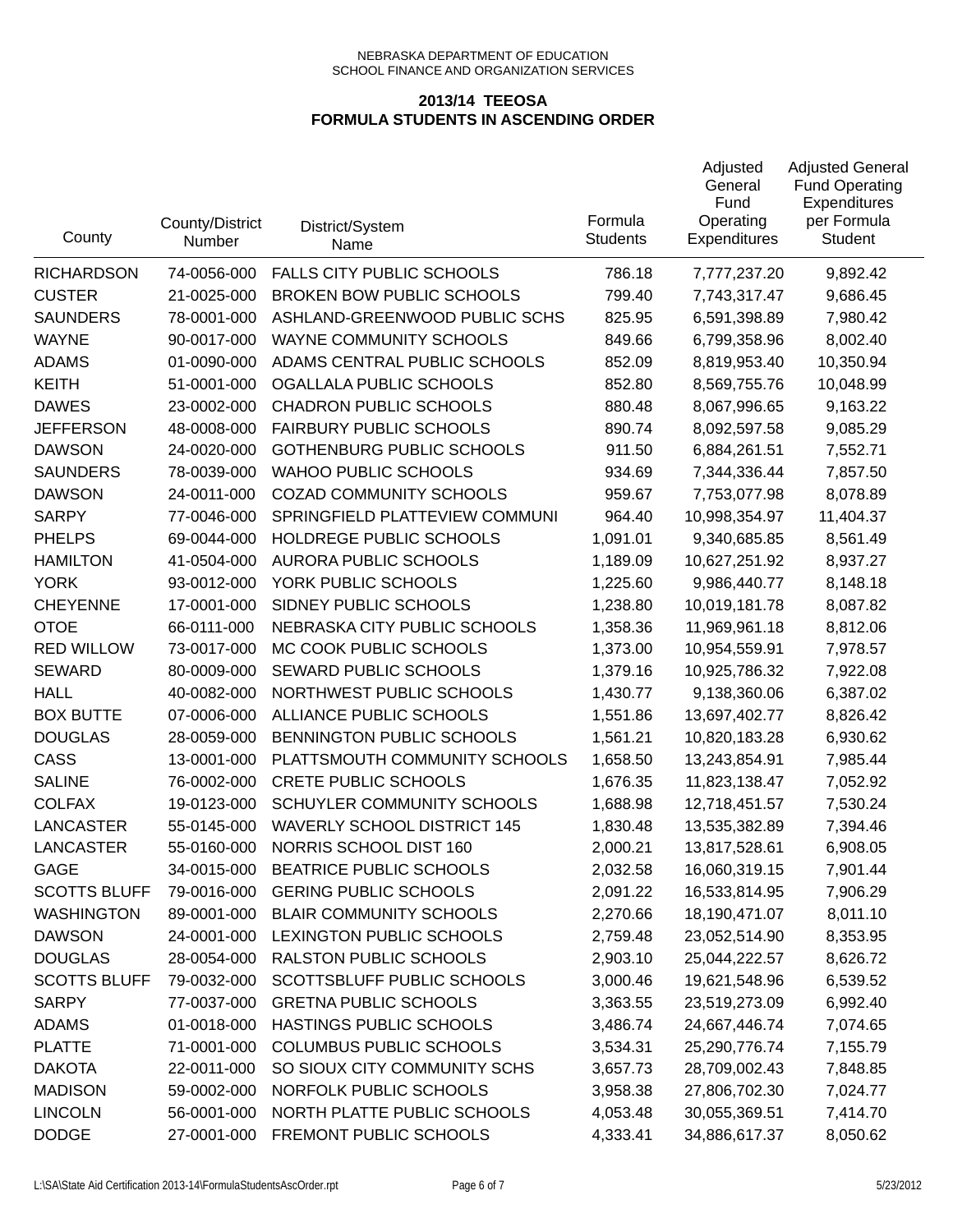NEBRASKA DEPARTMENT OF EDUCATION
SCHOOL FINANCE AND ORGANIZATION SERVICES

## 2013/14 TEEOSA
## FORMULA STUDENTS IN ASCENDING ORDER

| County | County/District Number | District/System Name | Formula Students | Adjusted General Fund Operating Expenditures | Adjusted General Fund Operating Expenditures per Formula Student |
|---|---|---|---|---|---|
| RICHARDSON | 74-0056-000 | FALLS CITY PUBLIC SCHOOLS | 786.18 | 7,777,237.20 | 9,892.42 |
| CUSTER | 21-0025-000 | BROKEN BOW PUBLIC SCHOOLS | 799.40 | 7,743,317.47 | 9,686.45 |
| SAUNDERS | 78-0001-000 | ASHLAND-GREENWOOD PUBLIC SCHS | 825.95 | 6,591,398.89 | 7,980.42 |
| WAYNE | 90-0017-000 | WAYNE COMMUNITY SCHOOLS | 849.66 | 6,799,358.96 | 8,002.40 |
| ADAMS | 01-0090-000 | ADAMS CENTRAL PUBLIC SCHOOLS | 852.09 | 8,819,953.40 | 10,350.94 |
| KEITH | 51-0001-000 | OGALLALA PUBLIC SCHOOLS | 852.80 | 8,569,755.76 | 10,048.99 |
| DAWES | 23-0002-000 | CHADRON PUBLIC SCHOOLS | 880.48 | 8,067,996.65 | 9,163.22 |
| JEFFERSON | 48-0008-000 | FAIRBURY PUBLIC SCHOOLS | 890.74 | 8,092,597.58 | 9,085.29 |
| DAWSON | 24-0020-000 | GOTHENBURG PUBLIC SCHOOLS | 911.50 | 6,884,261.51 | 7,552.71 |
| SAUNDERS | 78-0039-000 | WAHOO PUBLIC SCHOOLS | 934.69 | 7,344,336.44 | 7,857.50 |
| DAWSON | 24-0011-000 | COZAD COMMUNITY SCHOOLS | 959.67 | 7,753,077.98 | 8,078.89 |
| SARPY | 77-0046-000 | SPRINGFIELD PLATTEVIEW COMMUNI | 964.40 | 10,998,354.97 | 11,404.37 |
| PHELPS | 69-0044-000 | HOLDREGE PUBLIC SCHOOLS | 1,091.01 | 9,340,685.85 | 8,561.49 |
| HAMILTON | 41-0504-000 | AURORA PUBLIC SCHOOLS | 1,189.09 | 10,627,251.92 | 8,937.27 |
| YORK | 93-0012-000 | YORK PUBLIC SCHOOLS | 1,225.60 | 9,986,440.77 | 8,148.18 |
| CHEYENNE | 17-0001-000 | SIDNEY PUBLIC SCHOOLS | 1,238.80 | 10,019,181.78 | 8,087.82 |
| OTOE | 66-0111-000 | NEBRASKA CITY PUBLIC SCHOOLS | 1,358.36 | 11,969,961.18 | 8,812.06 |
| RED WILLOW | 73-0017-000 | MC COOK PUBLIC SCHOOLS | 1,373.00 | 10,954,559.91 | 7,978.57 |
| SEWARD | 80-0009-000 | SEWARD PUBLIC SCHOOLS | 1,379.16 | 10,925,786.32 | 7,922.08 |
| HALL | 40-0082-000 | NORTHWEST PUBLIC SCHOOLS | 1,430.77 | 9,138,360.06 | 6,387.02 |
| BOX BUTTE | 07-0006-000 | ALLIANCE PUBLIC SCHOOLS | 1,551.86 | 13,697,402.77 | 8,826.42 |
| DOUGLAS | 28-0059-000 | BENNINGTON PUBLIC SCHOOLS | 1,561.21 | 10,820,183.28 | 6,930.62 |
| CASS | 13-0001-000 | PLATTSMOUTH COMMUNITY SCHOOLS | 1,658.50 | 13,243,854.91 | 7,985.44 |
| SALINE | 76-0002-000 | CRETE PUBLIC SCHOOLS | 1,676.35 | 11,823,138.47 | 7,052.92 |
| COLFAX | 19-0123-000 | SCHUYLER COMMUNITY SCHOOLS | 1,688.98 | 12,718,451.57 | 7,530.24 |
| LANCASTER | 55-0145-000 | WAVERLY SCHOOL DISTRICT 145 | 1,830.48 | 13,535,382.89 | 7,394.46 |
| LANCASTER | 55-0160-000 | NORRIS SCHOOL DIST 160 | 2,000.21 | 13,817,528.61 | 6,908.05 |
| GAGE | 34-0015-000 | BEATRICE PUBLIC SCHOOLS | 2,032.58 | 16,060,319.15 | 7,901.44 |
| SCOTTS BLUFF | 79-0016-000 | GERING PUBLIC SCHOOLS | 2,091.22 | 16,533,814.95 | 7,906.29 |
| WASHINGTON | 89-0001-000 | BLAIR COMMUNITY SCHOOLS | 2,270.66 | 18,190,471.07 | 8,011.10 |
| DAWSON | 24-0001-000 | LEXINGTON PUBLIC SCHOOLS | 2,759.48 | 23,052,514.90 | 8,353.95 |
| DOUGLAS | 28-0054-000 | RALSTON PUBLIC SCHOOLS | 2,903.10 | 25,044,222.57 | 8,626.72 |
| SCOTTS BLUFF | 79-0032-000 | SCOTTSBLUFF PUBLIC SCHOOLS | 3,000.46 | 19,621,548.96 | 6,539.52 |
| SARPY | 77-0037-000 | GRETNA PUBLIC SCHOOLS | 3,363.55 | 23,519,273.09 | 6,992.40 |
| ADAMS | 01-0018-000 | HASTINGS PUBLIC SCHOOLS | 3,486.74 | 24,667,446.74 | 7,074.65 |
| PLATTE | 71-0001-000 | COLUMBUS PUBLIC SCHOOLS | 3,534.31 | 25,290,776.74 | 7,155.79 |
| DAKOTA | 22-0011-000 | SO SIOUX CITY COMMUNITY SCHS | 3,657.73 | 28,709,002.43 | 7,848.85 |
| MADISON | 59-0002-000 | NORFOLK PUBLIC SCHOOLS | 3,958.38 | 27,806,702.30 | 7,024.77 |
| LINCOLN | 56-0001-000 | NORTH PLATTE PUBLIC SCHOOLS | 4,053.48 | 30,055,369.51 | 7,414.70 |
| DODGE | 27-0001-000 | FREMONT PUBLIC SCHOOLS | 4,333.41 | 34,886,617.37 | 8,050.62 |

L:\SA\State Aid Certification 2013-14\FormulaStudentsAscOrder.rpt 5/23/2012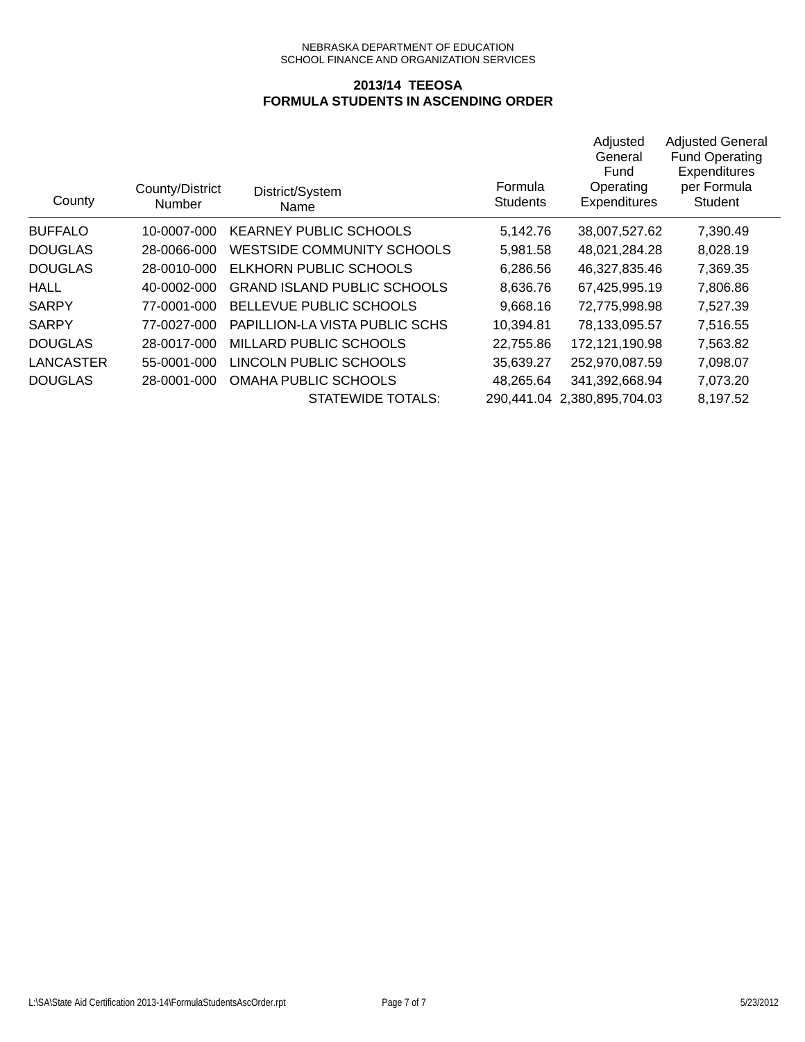NEBRASKA DEPARTMENT OF EDUCATION
SCHOOL FINANCE AND ORGANIZATION SERVICES

**2013/14 TEEOSA**
**FORMULA STUDENTS IN ASCENDING ORDER**

| County | County/District Number | District/System Name | Formula Students | Adjusted General Fund Operating Expenditures | Adjusted General Fund Operating Expenditures per Formula Student |
|---|---|---|---|---|---|
| BUFFALO | 10-0007-000 | KEARNEY PUBLIC SCHOOLS | 5,142.76 | 38,007,527.62 | 7,390.49 |
| DOUGLAS | 28-0066-000 | WESTSIDE COMMUNITY SCHOOLS | 5,981.58 | 48,021,284.28 | 8,028.19 |
| DOUGLAS | 28-0010-000 | ELKHORN PUBLIC SCHOOLS | 6,286.56 | 46,327,835.46 | 7,369.35 |
| HALL | 40-0002-000 | GRAND ISLAND PUBLIC SCHOOLS | 8,636.76 | 67,425,995.19 | 7,806.86 |
| SARPY | 77-0001-000 | BELLEVUE PUBLIC SCHOOLS | 9,668.16 | 72,775,998.98 | 7,527.39 |
| SARPY | 77-0027-000 | PAPILLION-LA VISTA PUBLIC SCHS | 10,394.81 | 78,133,095.57 | 7,516.55 |
| DOUGLAS | 28-0017-000 | MILLARD PUBLIC SCHOOLS | 22,755.86 | 172,121,190.98 | 7,563.82 |
| LANCASTER | 55-0001-000 | LINCOLN PUBLIC SCHOOLS | 35,639.27 | 252,970,087.59 | 7,098.07 |
| DOUGLAS | 28-0001-000 | OMAHA PUBLIC SCHOOLS | 48,265.64 | 341,392,668.94 | 7,073.20 |
| | | STATEWIDE TOTALS: | 290,441.04 | 2,380,895,704.03 | 8,197.52 |